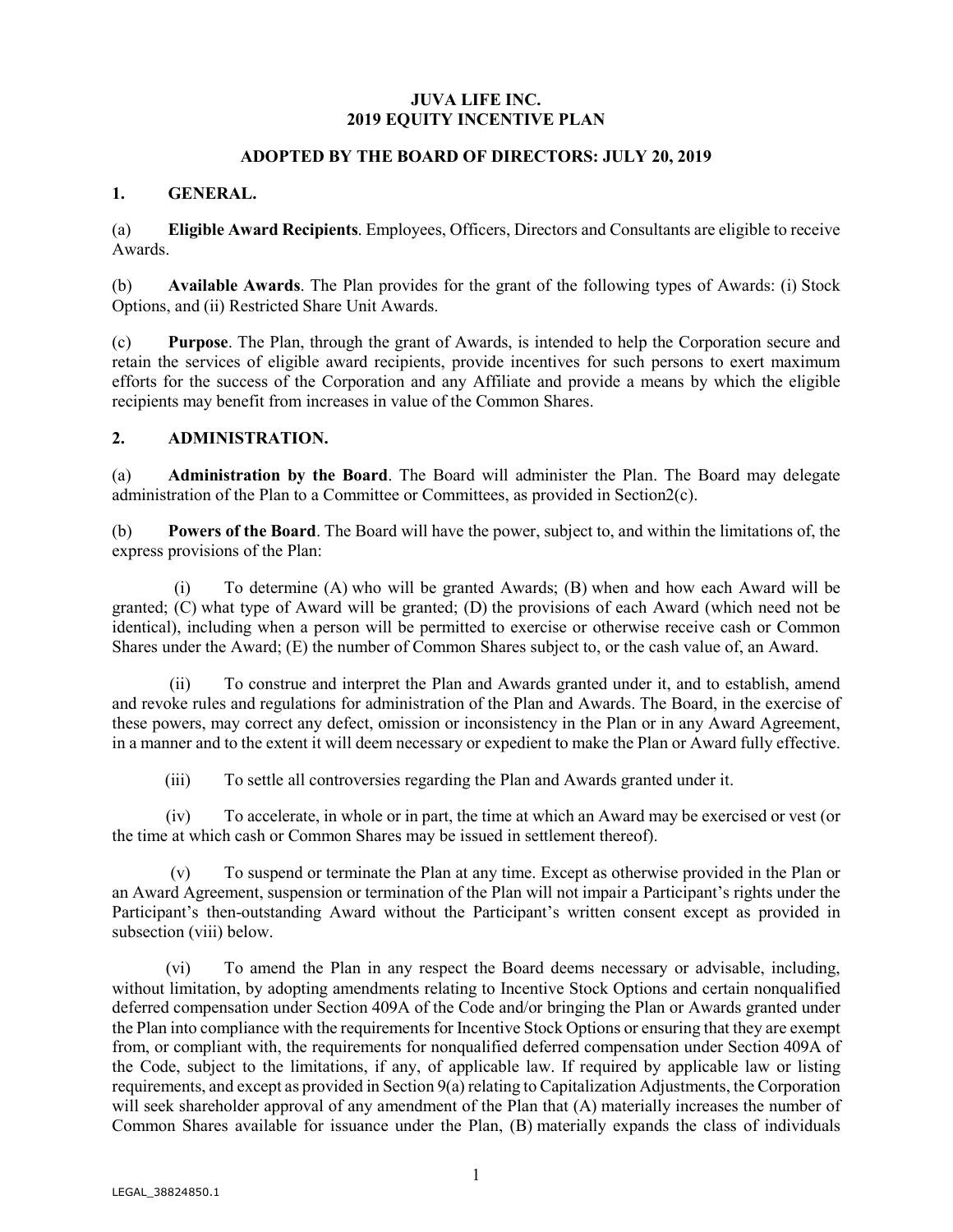# JUVA LIFE INC.
# 2019 EQUITY INCENTIVE PLAN

## ADOPTED BY THE BOARD OF DIRECTORS: JULY 20, 2019

## 1. GENERAL.

(a) **Eligible Award Recipients**. Employees, Officers, Directors and Consultants are eligible to receive Awards.

(b) **Available Awards**. The Plan provides for the grant of the following types of Awards: (i) Stock Options, and (ii) Restricted Share Unit Awards.

(c) **Purpose**. The Plan, through the grant of Awards, is intended to help the Corporation secure and retain the services of eligible award recipients, provide incentives for such persons to exert maximum efforts for the success of the Corporation and any Affiliate and provide a means by which the eligible recipients may benefit from increases in value of the Common Shares.

## 2. ADMINISTRATION.

(a) **Administration by the Board**. The Board will administer the Plan. The Board may delegate administration of the Plan to a Committee or Committees, as provided in Section2(c).

(b) **Powers of the Board**. The Board will have the power, subject to, and within the limitations of, the express provisions of the Plan:

(i) To determine (A) who will be granted Awards; (B) when and how each Award will be granted; (C) what type of Award will be granted; (D) the provisions of each Award (which need not be identical), including when a person will be permitted to exercise or otherwise receive cash or Common Shares under the Award; (E) the number of Common Shares subject to, or the cash value of, an Award.

(ii) To construe and interpret the Plan and Awards granted under it, and to establish, amend and revoke rules and regulations for administration of the Plan and Awards. The Board, in the exercise of these powers, may correct any defect, omission or inconsistency in the Plan or in any Award Agreement, in a manner and to the extent it will deem necessary or expedient to make the Plan or Award fully effective.

(iii) To settle all controversies regarding the Plan and Awards granted under it.

(iv) To accelerate, in whole or in part, the time at which an Award may be exercised or vest (or the time at which cash or Common Shares may be issued in settlement thereof).

(v) To suspend or terminate the Plan at any time. Except as otherwise provided in the Plan or an Award Agreement, suspension or termination of the Plan will not impair a Participant's rights under the Participant's then-outstanding Award without the Participant's written consent except as provided in subsection (viii) below.

(vi) To amend the Plan in any respect the Board deems necessary or advisable, including, without limitation, by adopting amendments relating to Incentive Stock Options and certain nonqualified deferred compensation under Section 409A of the Code and/or bringing the Plan or Awards granted under the Plan into compliance with the requirements for Incentive Stock Options or ensuring that they are exempt from, or compliant with, the requirements for nonqualified deferred compensation under Section 409A of the Code, subject to the limitations, if any, of applicable law. If required by applicable law or listing requirements, and except as provided in Section 9(a) relating to Capitalization Adjustments, the Corporation will seek shareholder approval of any amendment of the Plan that (A) materially increases the number of Common Shares available for issuance under the Plan, (B) materially expands the class of individuals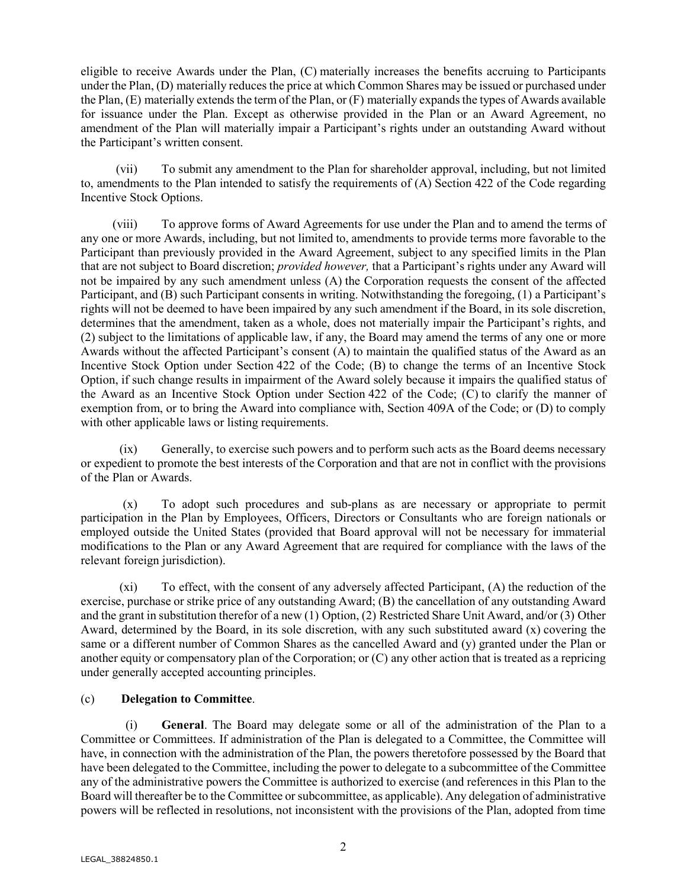eligible to receive Awards under the Plan, (C) materially increases the benefits accruing to Participants under the Plan, (D) materially reduces the price at which Common Shares may be issued or purchased under the Plan, (E) materially extends the term of the Plan, or (F) materially expands the types of Awards available for issuance under the Plan. Except as otherwise provided in the Plan or an Award Agreement, no amendment of the Plan will materially impair a Participant's rights under an outstanding Award without the Participant's written consent.

(vii) To submit any amendment to the Plan for shareholder approval, including, but not limited to, amendments to the Plan intended to satisfy the requirements of (A) Section 422 of the Code regarding Incentive Stock Options.

(viii) To approve forms of Award Agreements for use under the Plan and to amend the terms of any one or more Awards, including, but not limited to, amendments to provide terms more favorable to the Participant than previously provided in the Award Agreement, subject to any specified limits in the Plan that are not subject to Board discretion; *provided however,* that a Participant's rights under any Award will not be impaired by any such amendment unless (A) the Corporation requests the consent of the affected Participant, and (B) such Participant consents in writing. Notwithstanding the foregoing, (1) a Participant's rights will not be deemed to have been impaired by any such amendment if the Board, in its sole discretion, determines that the amendment, taken as a whole, does not materially impair the Participant's rights, and (2) subject to the limitations of applicable law, if any, the Board may amend the terms of any one or more Awards without the affected Participant's consent (A) to maintain the qualified status of the Award as an Incentive Stock Option under Section 422 of the Code; (B) to change the terms of an Incentive Stock Option, if such change results in impairment of the Award solely because it impairs the qualified status of the Award as an Incentive Stock Option under Section 422 of the Code; (C) to clarify the manner of exemption from, or to bring the Award into compliance with, Section 409A of the Code; or (D) to comply with other applicable laws or listing requirements.

(ix) Generally, to exercise such powers and to perform such acts as the Board deems necessary or expedient to promote the best interests of the Corporation and that are not in conflict with the provisions of the Plan or Awards.

(x) To adopt such procedures and sub-plans as are necessary or appropriate to permit participation in the Plan by Employees, Officers, Directors or Consultants who are foreign nationals or employed outside the United States (provided that Board approval will not be necessary for immaterial modifications to the Plan or any Award Agreement that are required for compliance with the laws of the relevant foreign jurisdiction).

(xi) To effect, with the consent of any adversely affected Participant, (A) the reduction of the exercise, purchase or strike price of any outstanding Award; (B) the cancellation of any outstanding Award and the grant in substitution therefor of a new (1) Option, (2) Restricted Share Unit Award, and/or (3) Other Award, determined by the Board, in its sole discretion, with any such substituted award (x) covering the same or a different number of Common Shares as the cancelled Award and (y) granted under the Plan or another equity or compensatory plan of the Corporation; or (C) any other action that is treated as a repricing under generally accepted accounting principles.

(c) **Delegation to Committee**.

(i) **General**. The Board may delegate some or all of the administration of the Plan to a Committee or Committees. If administration of the Plan is delegated to a Committee, the Committee will have, in connection with the administration of the Plan, the powers theretofore possessed by the Board that have been delegated to the Committee, including the power to delegate to a subcommittee of the Committee any of the administrative powers the Committee is authorized to exercise (and references in this Plan to the Board will thereafter be to the Committee or subcommittee, as applicable). Any delegation of administrative powers will be reflected in resolutions, not inconsistent with the provisions of the Plan, adopted from time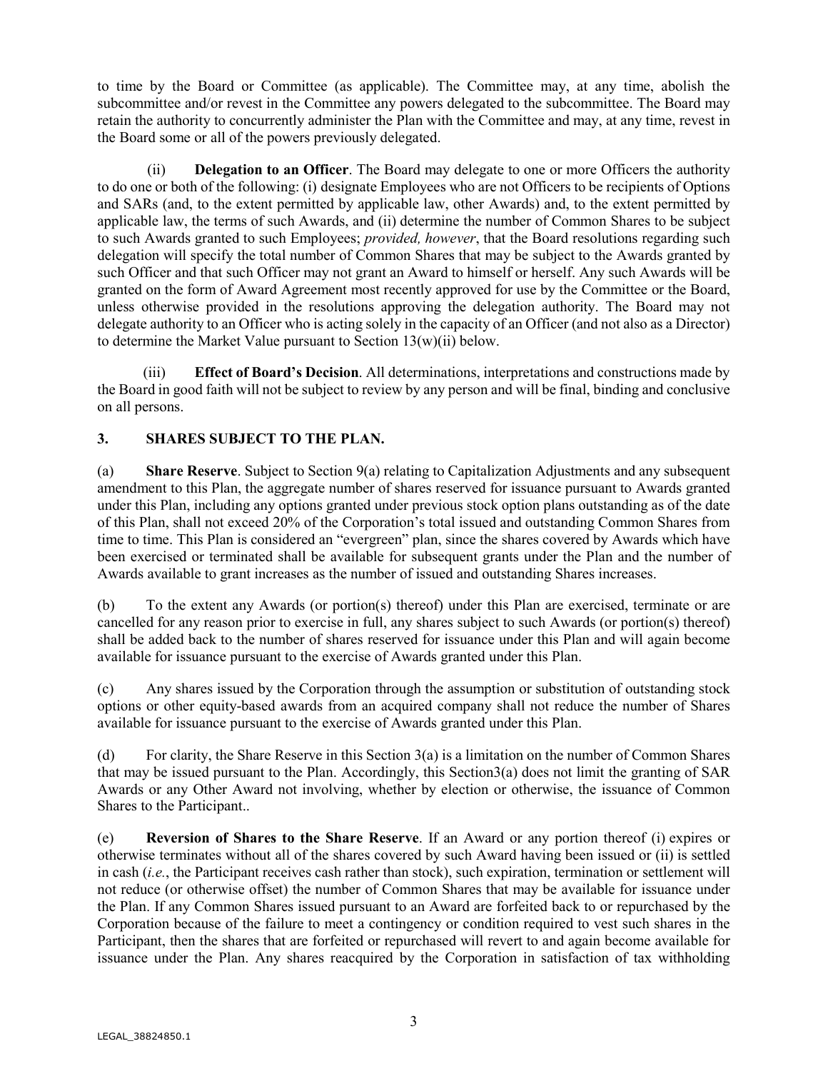to time by the Board or Committee (as applicable). The Committee may, at any time, abolish the subcommittee and/or revest in the Committee any powers delegated to the subcommittee. The Board may retain the authority to concurrently administer the Plan with the Committee and may, at any time, revest in the Board some or all of the powers previously delegated.

(ii) **Delegation to an Officer**. The Board may delegate to one or more Officers the authority to do one or both of the following: (i) designate Employees who are not Officers to be recipients of Options and SARs (and, to the extent permitted by applicable law, other Awards) and, to the extent permitted by applicable law, the terms of such Awards, and (ii) determine the number of Common Shares to be subject to such Awards granted to such Employees; *provided, however*, that the Board resolutions regarding such delegation will specify the total number of Common Shares that may be subject to the Awards granted by such Officer and that such Officer may not grant an Award to himself or herself. Any such Awards will be granted on the form of Award Agreement most recently approved for use by the Committee or the Board, unless otherwise provided in the resolutions approving the delegation authority. The Board may not delegate authority to an Officer who is acting solely in the capacity of an Officer (and not also as a Director) to determine the Market Value pursuant to Section 13(w)(ii) below.

(iii) **Effect of Board's Decision**. All determinations, interpretations and constructions made by the Board in good faith will not be subject to review by any person and will be final, binding and conclusive on all persons.

## 3. SHARES SUBJECT TO THE PLAN.

(a) **Share Reserve**. Subject to Section 9(a) relating to Capitalization Adjustments and any subsequent amendment to this Plan, the aggregate number of shares reserved for issuance pursuant to Awards granted under this Plan, including any options granted under previous stock option plans outstanding as of the date of this Plan, shall not exceed 20% of the Corporation's total issued and outstanding Common Shares from time to time. This Plan is considered an "evergreen" plan, since the shares covered by Awards which have been exercised or terminated shall be available for subsequent grants under the Plan and the number of Awards available to grant increases as the number of issued and outstanding Shares increases.

(b) To the extent any Awards (or portion(s) thereof) under this Plan are exercised, terminate or are cancelled for any reason prior to exercise in full, any shares subject to such Awards (or portion(s) thereof) shall be added back to the number of shares reserved for issuance under this Plan and will again become available for issuance pursuant to the exercise of Awards granted under this Plan.

(c) Any shares issued by the Corporation through the assumption or substitution of outstanding stock options or other equity-based awards from an acquired company shall not reduce the number of Shares available for issuance pursuant to the exercise of Awards granted under this Plan.

(d) For clarity, the Share Reserve in this Section 3(a) is a limitation on the number of Common Shares that may be issued pursuant to the Plan. Accordingly, this Section3(a) does not limit the granting of SAR Awards or any Other Award not involving, whether by election or otherwise, the issuance of Common Shares to the Participant..

(e) **Reversion of Shares to the Share Reserve**. If an Award or any portion thereof (i) expires or otherwise terminates without all of the shares covered by such Award having been issued or (ii) is settled in cash (*i.e.*, the Participant receives cash rather than stock), such expiration, termination or settlement will not reduce (or otherwise offset) the number of Common Shares that may be available for issuance under the Plan. If any Common Shares issued pursuant to an Award are forfeited back to or repurchased by the Corporation because of the failure to meet a contingency or condition required to vest such shares in the Participant, then the shares that are forfeited or repurchased will revert to and again become available for issuance under the Plan. Any shares reacquired by the Corporation in satisfaction of tax withholding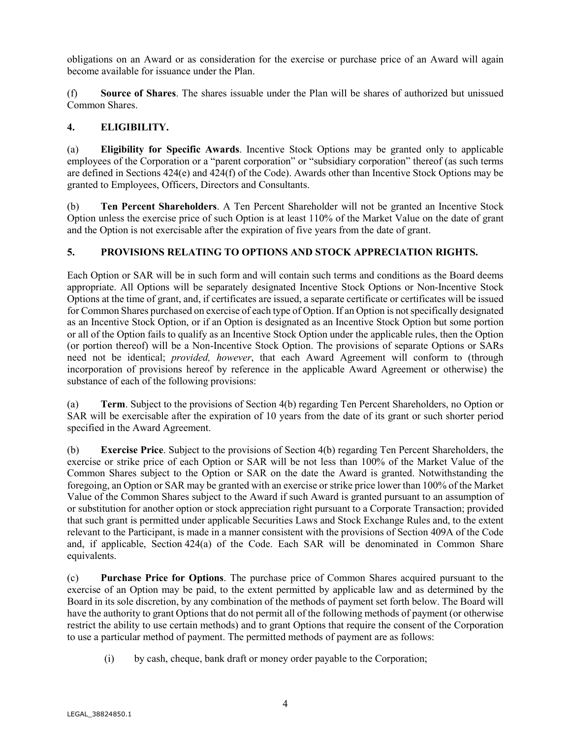obligations on an Award or as consideration for the exercise or purchase price of an Award will again become available for issuance under the Plan.

(f) **Source of Shares**. The shares issuable under the Plan will be shares of authorized but unissued Common Shares.

## 4. ELIGIBILITY.

(a) **Eligibility for Specific Awards**. Incentive Stock Options may be granted only to applicable employees of the Corporation or a "parent corporation" or "subsidiary corporation" thereof (as such terms are defined in Sections 424(e) and 424(f) of the Code). Awards other than Incentive Stock Options may be granted to Employees, Officers, Directors and Consultants.

(b) **Ten Percent Shareholders**. A Ten Percent Shareholder will not be granted an Incentive Stock Option unless the exercise price of such Option is at least 110% of the Market Value on the date of grant and the Option is not exercisable after the expiration of five years from the date of grant.

## 5. PROVISIONS RELATING TO OPTIONS AND STOCK APPRECIATION RIGHTS.

Each Option or SAR will be in such form and will contain such terms and conditions as the Board deems appropriate. All Options will be separately designated Incentive Stock Options or Non-Incentive Stock Options at the time of grant, and, if certificates are issued, a separate certificate or certificates will be issued for Common Shares purchased on exercise of each type of Option. If an Option is not specifically designated as an Incentive Stock Option, or if an Option is designated as an Incentive Stock Option but some portion or all of the Option fails to qualify as an Incentive Stock Option under the applicable rules, then the Option (or portion thereof) will be a Non-Incentive Stock Option. The provisions of separate Options or SARs need not be identical; *provided, however*, that each Award Agreement will conform to (through incorporation of provisions hereof by reference in the applicable Award Agreement or otherwise) the substance of each of the following provisions:

(a) **Term**. Subject to the provisions of Section 4(b) regarding Ten Percent Shareholders, no Option or SAR will be exercisable after the expiration of 10 years from the date of its grant or such shorter period specified in the Award Agreement.

(b) **Exercise Price**. Subject to the provisions of Section 4(b) regarding Ten Percent Shareholders, the exercise or strike price of each Option or SAR will be not less than 100% of the Market Value of the Common Shares subject to the Option or SAR on the date the Award is granted. Notwithstanding the foregoing, an Option or SAR may be granted with an exercise or strike price lower than 100% of the Market Value of the Common Shares subject to the Award if such Award is granted pursuant to an assumption of or substitution for another option or stock appreciation right pursuant to a Corporate Transaction; provided that such grant is permitted under applicable Securities Laws and Stock Exchange Rules and, to the extent relevant to the Participant, is made in a manner consistent with the provisions of Section 409A of the Code and, if applicable, Section 424(a) of the Code. Each SAR will be denominated in Common Share equivalents.

(c) **Purchase Price for Options**. The purchase price of Common Shares acquired pursuant to the exercise of an Option may be paid, to the extent permitted by applicable law and as determined by the Board in its sole discretion, by any combination of the methods of payment set forth below. The Board will have the authority to grant Options that do not permit all of the following methods of payment (or otherwise restrict the ability to use certain methods) and to grant Options that require the consent of the Corporation to use a particular method of payment. The permitted methods of payment are as follows:

(i) by cash, cheque, bank draft or money order payable to the Corporation;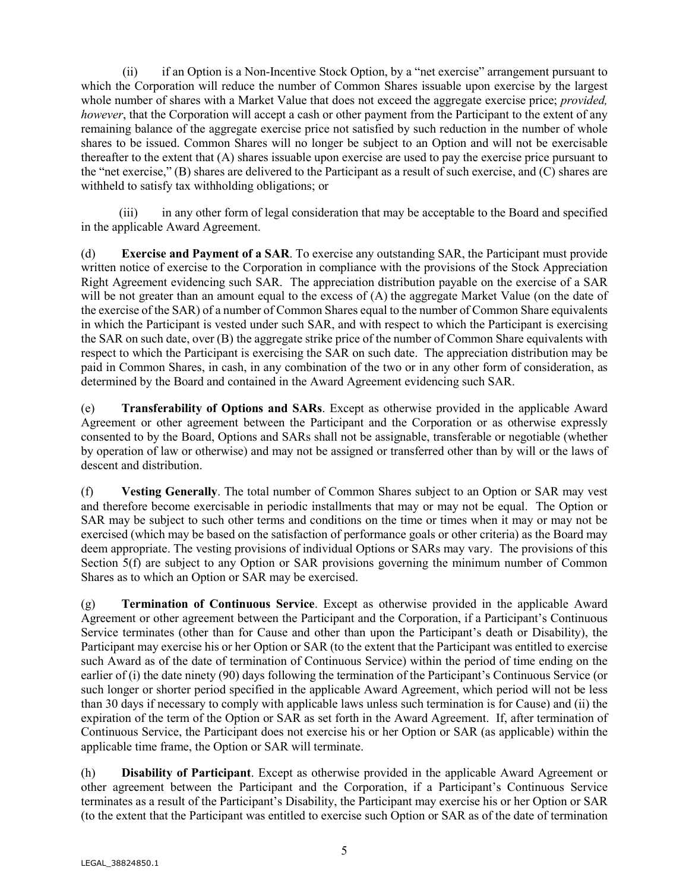(ii) if an Option is a Non-Incentive Stock Option, by a "net exercise" arrangement pursuant to which the Corporation will reduce the number of Common Shares issuable upon exercise by the largest whole number of shares with a Market Value that does not exceed the aggregate exercise price; *provided, however*, that the Corporation will accept a cash or other payment from the Participant to the extent of any remaining balance of the aggregate exercise price not satisfied by such reduction in the number of whole shares to be issued. Common Shares will no longer be subject to an Option and will not be exercisable thereafter to the extent that (A) shares issuable upon exercise are used to pay the exercise price pursuant to the "net exercise," (B) shares are delivered to the Participant as a result of such exercise, and (C) shares are withheld to satisfy tax withholding obligations; or

(iii) in any other form of legal consideration that may be acceptable to the Board and specified in the applicable Award Agreement.

(d) **Exercise and Payment of a SAR**. To exercise any outstanding SAR, the Participant must provide written notice of exercise to the Corporation in compliance with the provisions of the Stock Appreciation Right Agreement evidencing such SAR. The appreciation distribution payable on the exercise of a SAR will be not greater than an amount equal to the excess of (A) the aggregate Market Value (on the date of the exercise of the SAR) of a number of Common Shares equal to the number of Common Share equivalents in which the Participant is vested under such SAR, and with respect to which the Participant is exercising the SAR on such date, over (B) the aggregate strike price of the number of Common Share equivalents with respect to which the Participant is exercising the SAR on such date. The appreciation distribution may be paid in Common Shares, in cash, in any combination of the two or in any other form of consideration, as determined by the Board and contained in the Award Agreement evidencing such SAR.

(e) **Transferability of Options and SARs**. Except as otherwise provided in the applicable Award Agreement or other agreement between the Participant and the Corporation or as otherwise expressly consented to by the Board, Options and SARs shall not be assignable, transferable or negotiable (whether by operation of law or otherwise) and may not be assigned or transferred other than by will or the laws of descent and distribution.

(f) **Vesting Generally**. The total number of Common Shares subject to an Option or SAR may vest and therefore become exercisable in periodic installments that may or may not be equal. The Option or SAR may be subject to such other terms and conditions on the time or times when it may or may not be exercised (which may be based on the satisfaction of performance goals or other criteria) as the Board may deem appropriate. The vesting provisions of individual Options or SARs may vary. The provisions of this Section 5(f) are subject to any Option or SAR provisions governing the minimum number of Common Shares as to which an Option or SAR may be exercised.

(g) **Termination of Continuous Service**. Except as otherwise provided in the applicable Award Agreement or other agreement between the Participant and the Corporation, if a Participant's Continuous Service terminates (other than for Cause and other than upon the Participant's death or Disability), the Participant may exercise his or her Option or SAR (to the extent that the Participant was entitled to exercise such Award as of the date of termination of Continuous Service) within the period of time ending on the earlier of (i) the date ninety (90) days following the termination of the Participant's Continuous Service (or such longer or shorter period specified in the applicable Award Agreement, which period will not be less than 30 days if necessary to comply with applicable laws unless such termination is for Cause) and (ii) the expiration of the term of the Option or SAR as set forth in the Award Agreement. If, after termination of Continuous Service, the Participant does not exercise his or her Option or SAR (as applicable) within the applicable time frame, the Option or SAR will terminate.

(h) **Disability of Participant**. Except as otherwise provided in the applicable Award Agreement or other agreement between the Participant and the Corporation, if a Participant's Continuous Service terminates as a result of the Participant's Disability, the Participant may exercise his or her Option or SAR (to the extent that the Participant was entitled to exercise such Option or SAR as of the date of termination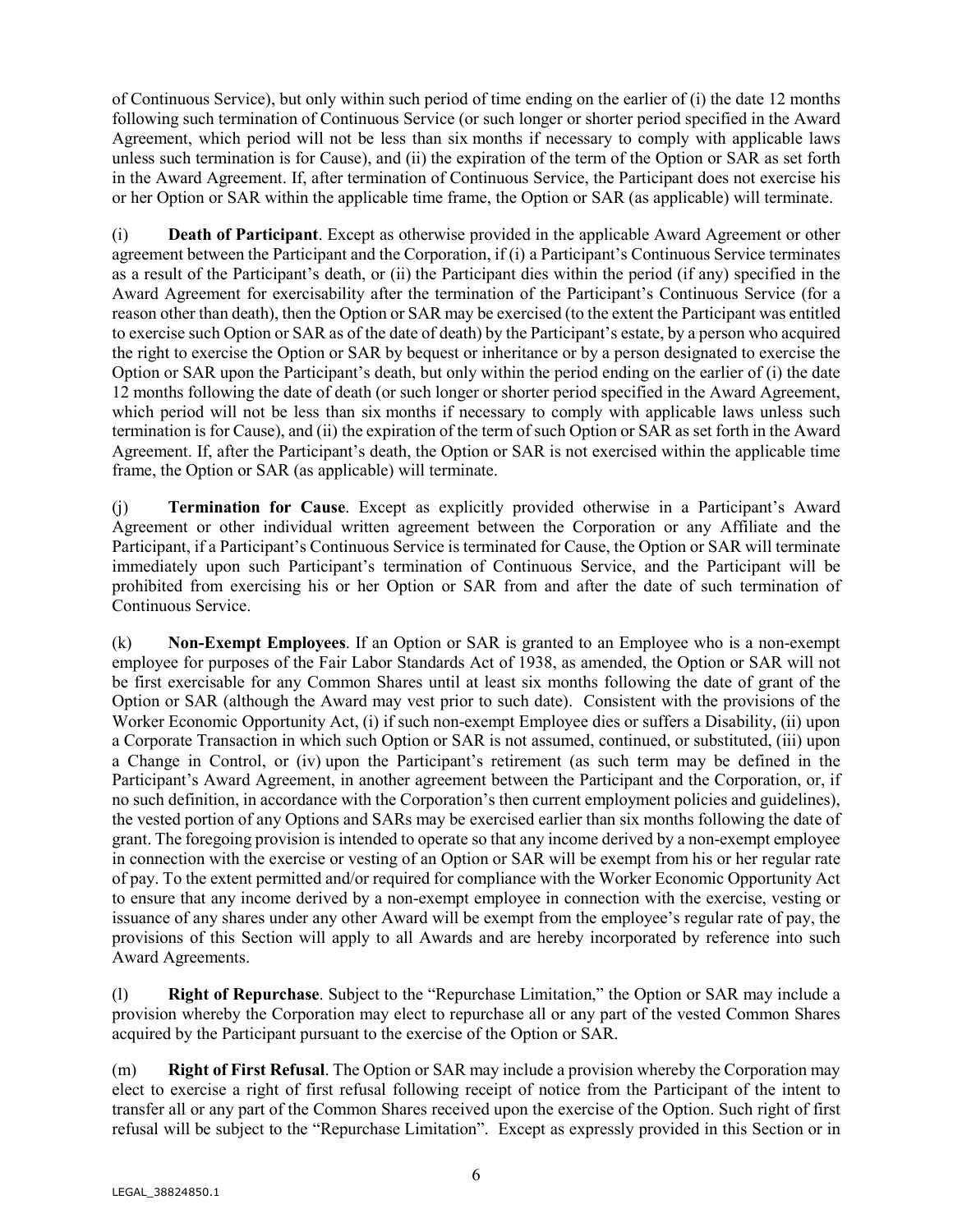of Continuous Service), but only within such period of time ending on the earlier of (i) the date 12 months following such termination of Continuous Service (or such longer or shorter period specified in the Award Agreement, which period will not be less than six months if necessary to comply with applicable laws unless such termination is for Cause), and (ii) the expiration of the term of the Option or SAR as set forth in the Award Agreement. If, after termination of Continuous Service, the Participant does not exercise his or her Option or SAR within the applicable time frame, the Option or SAR (as applicable) will terminate.

(i) **Death of Participant**. Except as otherwise provided in the applicable Award Agreement or other agreement between the Participant and the Corporation, if (i) a Participant's Continuous Service terminates as a result of the Participant's death, or (ii) the Participant dies within the period (if any) specified in the Award Agreement for exercisability after the termination of the Participant's Continuous Service (for a reason other than death), then the Option or SAR may be exercised (to the extent the Participant was entitled to exercise such Option or SAR as of the date of death) by the Participant's estate, by a person who acquired the right to exercise the Option or SAR by bequest or inheritance or by a person designated to exercise the Option or SAR upon the Participant's death, but only within the period ending on the earlier of (i) the date 12 months following the date of death (or such longer or shorter period specified in the Award Agreement, which period will not be less than six months if necessary to comply with applicable laws unless such termination is for Cause), and (ii) the expiration of the term of such Option or SAR as set forth in the Award Agreement. If, after the Participant's death, the Option or SAR is not exercised within the applicable time frame, the Option or SAR (as applicable) will terminate.

(j) **Termination for Cause**. Except as explicitly provided otherwise in a Participant's Award Agreement or other individual written agreement between the Corporation or any Affiliate and the Participant, if a Participant's Continuous Service is terminated for Cause, the Option or SAR will terminate immediately upon such Participant's termination of Continuous Service, and the Participant will be prohibited from exercising his or her Option or SAR from and after the date of such termination of Continuous Service.

(k) **Non-Exempt Employees**. If an Option or SAR is granted to an Employee who is a non-exempt employee for purposes of the Fair Labor Standards Act of 1938, as amended, the Option or SAR will not be first exercisable for any Common Shares until at least six months following the date of grant of the Option or SAR (although the Award may vest prior to such date). Consistent with the provisions of the Worker Economic Opportunity Act, (i) if such non-exempt Employee dies or suffers a Disability, (ii) upon a Corporate Transaction in which such Option or SAR is not assumed, continued, or substituted, (iii) upon a Change in Control, or (iv) upon the Participant's retirement (as such term may be defined in the Participant's Award Agreement, in another agreement between the Participant and the Corporation, or, if no such definition, in accordance with the Corporation's then current employment policies and guidelines), the vested portion of any Options and SARs may be exercised earlier than six months following the date of grant. The foregoing provision is intended to operate so that any income derived by a non-exempt employee in connection with the exercise or vesting of an Option or SAR will be exempt from his or her regular rate of pay. To the extent permitted and/or required for compliance with the Worker Economic Opportunity Act to ensure that any income derived by a non-exempt employee in connection with the exercise, vesting or issuance of any shares under any other Award will be exempt from the employee's regular rate of pay, the provisions of this Section will apply to all Awards and are hereby incorporated by reference into such Award Agreements.

(l) **Right of Repurchase**. Subject to the "Repurchase Limitation," the Option or SAR may include a provision whereby the Corporation may elect to repurchase all or any part of the vested Common Shares acquired by the Participant pursuant to the exercise of the Option or SAR.

(m) **Right of First Refusal**. The Option or SAR may include a provision whereby the Corporation may elect to exercise a right of first refusal following receipt of notice from the Participant of the intent to transfer all or any part of the Common Shares received upon the exercise of the Option. Such right of first refusal will be subject to the "Repurchase Limitation". Except as expressly provided in this Section or in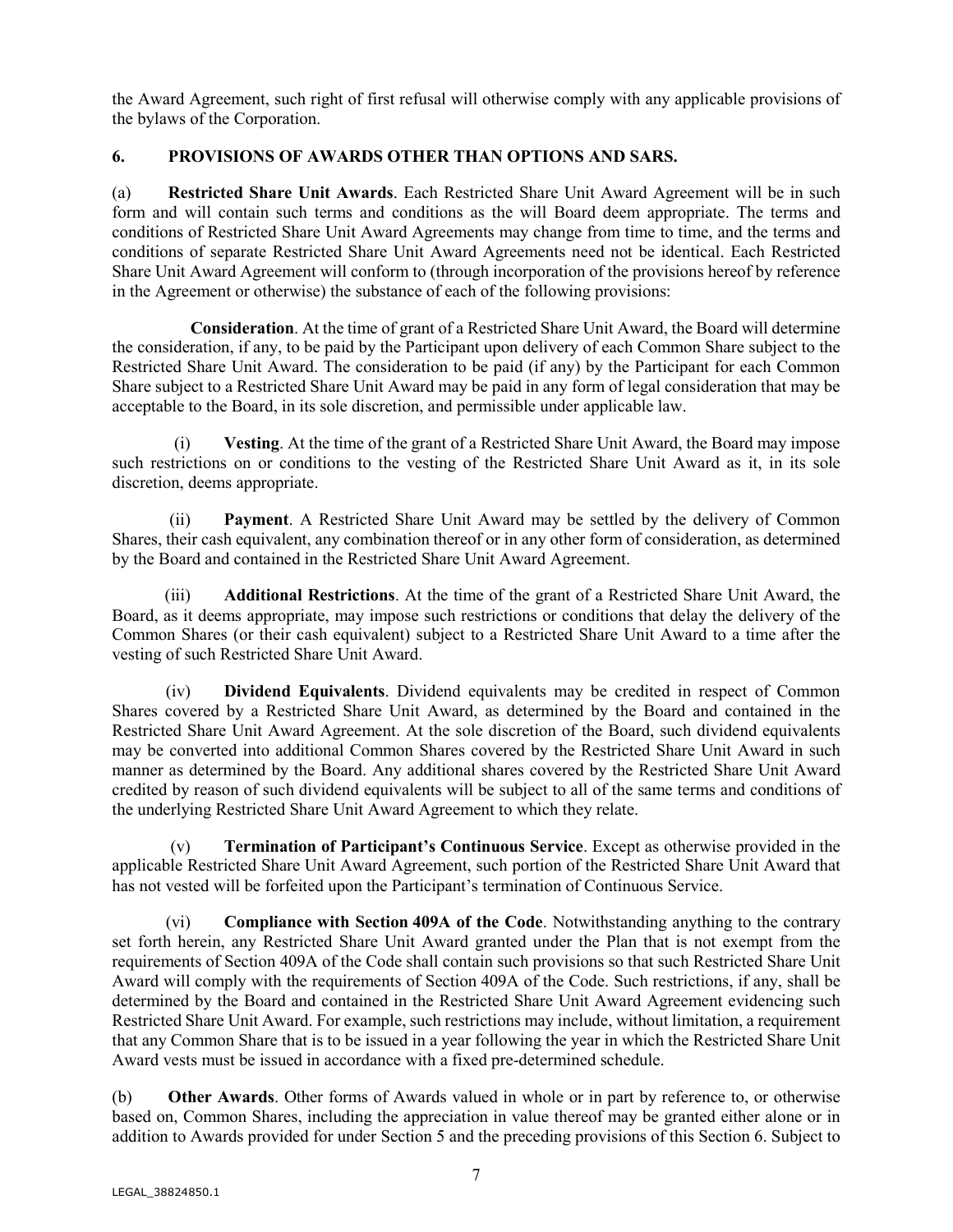the Award Agreement, such right of first refusal will otherwise comply with any applicable provisions of the bylaws of the Corporation.

## 6. PROVISIONS OF AWARDS OTHER THAN OPTIONS AND SARS.

(a) **Restricted Share Unit Awards**. Each Restricted Share Unit Award Agreement will be in such form and will contain such terms and conditions as the will Board deem appropriate. The terms and conditions of Restricted Share Unit Award Agreements may change from time to time, and the terms and conditions of separate Restricted Share Unit Award Agreements need not be identical. Each Restricted Share Unit Award Agreement will conform to (through incorporation of the provisions hereof by reference in the Agreement or otherwise) the substance of each of the following provisions:

**Consideration**. At the time of grant of a Restricted Share Unit Award, the Board will determine the consideration, if any, to be paid by the Participant upon delivery of each Common Share subject to the Restricted Share Unit Award. The consideration to be paid (if any) by the Participant for each Common Share subject to a Restricted Share Unit Award may be paid in any form of legal consideration that may be acceptable to the Board, in its sole discretion, and permissible under applicable law.

(i) **Vesting**. At the time of the grant of a Restricted Share Unit Award, the Board may impose such restrictions on or conditions to the vesting of the Restricted Share Unit Award as it, in its sole discretion, deems appropriate.

(ii) **Payment**. A Restricted Share Unit Award may be settled by the delivery of Common Shares, their cash equivalent, any combination thereof or in any other form of consideration, as determined by the Board and contained in the Restricted Share Unit Award Agreement.

(iii) **Additional Restrictions**. At the time of the grant of a Restricted Share Unit Award, the Board, as it deems appropriate, may impose such restrictions or conditions that delay the delivery of the Common Shares (or their cash equivalent) subject to a Restricted Share Unit Award to a time after the vesting of such Restricted Share Unit Award.

(iv) **Dividend Equivalents**. Dividend equivalents may be credited in respect of Common Shares covered by a Restricted Share Unit Award, as determined by the Board and contained in the Restricted Share Unit Award Agreement. At the sole discretion of the Board, such dividend equivalents may be converted into additional Common Shares covered by the Restricted Share Unit Award in such manner as determined by the Board. Any additional shares covered by the Restricted Share Unit Award credited by reason of such dividend equivalents will be subject to all of the same terms and conditions of the underlying Restricted Share Unit Award Agreement to which they relate.

(v) **Termination of Participant's Continuous Service**. Except as otherwise provided in the applicable Restricted Share Unit Award Agreement, such portion of the Restricted Share Unit Award that has not vested will be forfeited upon the Participant's termination of Continuous Service.

(vi) **Compliance with Section 409A of the Code**. Notwithstanding anything to the contrary set forth herein, any Restricted Share Unit Award granted under the Plan that is not exempt from the requirements of Section 409A of the Code shall contain such provisions so that such Restricted Share Unit Award will comply with the requirements of Section 409A of the Code. Such restrictions, if any, shall be determined by the Board and contained in the Restricted Share Unit Award Agreement evidencing such Restricted Share Unit Award. For example, such restrictions may include, without limitation, a requirement that any Common Share that is to be issued in a year following the year in which the Restricted Share Unit Award vests must be issued in accordance with a fixed pre-determined schedule.

(b) **Other Awards**. Other forms of Awards valued in whole or in part by reference to, or otherwise based on, Common Shares, including the appreciation in value thereof may be granted either alone or in addition to Awards provided for under Section 5 and the preceding provisions of this Section 6. Subject to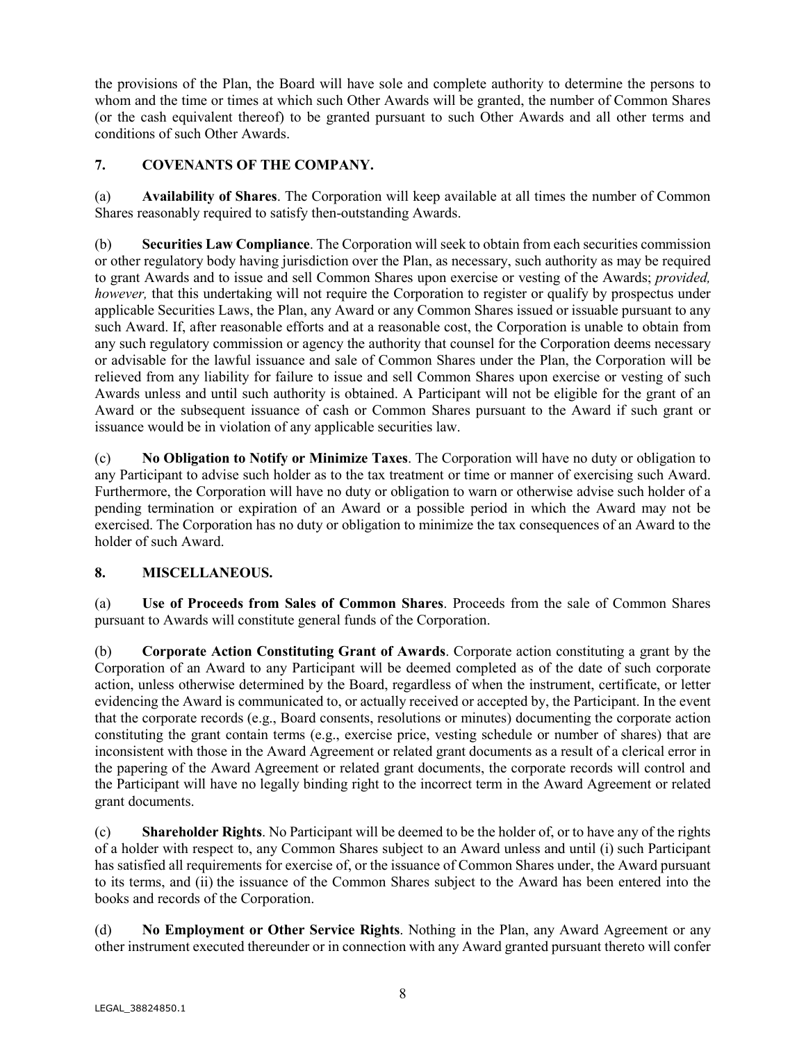the provisions of the Plan, the Board will have sole and complete authority to determine the persons to whom and the time or times at which such Other Awards will be granted, the number of Common Shares (or the cash equivalent thereof) to be granted pursuant to such Other Awards and all other terms and conditions of such Other Awards.

## 7. COVENANTS OF THE COMPANY.

(a) **Availability of Shares**. The Corporation will keep available at all times the number of Common Shares reasonably required to satisfy then-outstanding Awards.

(b) **Securities Law Compliance**. The Corporation will seek to obtain from each securities commission or other regulatory body having jurisdiction over the Plan, as necessary, such authority as may be required to grant Awards and to issue and sell Common Shares upon exercise or vesting of the Awards; *provided, however,* that this undertaking will not require the Corporation to register or qualify by prospectus under applicable Securities Laws, the Plan, any Award or any Common Shares issued or issuable pursuant to any such Award. If, after reasonable efforts and at a reasonable cost, the Corporation is unable to obtain from any such regulatory commission or agency the authority that counsel for the Corporation deems necessary or advisable for the lawful issuance and sale of Common Shares under the Plan, the Corporation will be relieved from any liability for failure to issue and sell Common Shares upon exercise or vesting of such Awards unless and until such authority is obtained. A Participant will not be eligible for the grant of an Award or the subsequent issuance of cash or Common Shares pursuant to the Award if such grant or issuance would be in violation of any applicable securities law.

(c) **No Obligation to Notify or Minimize Taxes**. The Corporation will have no duty or obligation to any Participant to advise such holder as to the tax treatment or time or manner of exercising such Award. Furthermore, the Corporation will have no duty or obligation to warn or otherwise advise such holder of a pending termination or expiration of an Award or a possible period in which the Award may not be exercised. The Corporation has no duty or obligation to minimize the tax consequences of an Award to the holder of such Award.

## 8. MISCELLANEOUS.

(a) **Use of Proceeds from Sales of Common Shares**. Proceeds from the sale of Common Shares pursuant to Awards will constitute general funds of the Corporation.

(b) **Corporate Action Constituting Grant of Awards**. Corporate action constituting a grant by the Corporation of an Award to any Participant will be deemed completed as of the date of such corporate action, unless otherwise determined by the Board, regardless of when the instrument, certificate, or letter evidencing the Award is communicated to, or actually received or accepted by, the Participant. In the event that the corporate records (e.g., Board consents, resolutions or minutes) documenting the corporate action constituting the grant contain terms (e.g., exercise price, vesting schedule or number of shares) that are inconsistent with those in the Award Agreement or related grant documents as a result of a clerical error in the papering of the Award Agreement or related grant documents, the corporate records will control and the Participant will have no legally binding right to the incorrect term in the Award Agreement or related grant documents.

(c) **Shareholder Rights**. No Participant will be deemed to be the holder of, or to have any of the rights of a holder with respect to, any Common Shares subject to an Award unless and until (i) such Participant has satisfied all requirements for exercise of, or the issuance of Common Shares under, the Award pursuant to its terms, and (ii) the issuance of the Common Shares subject to the Award has been entered into the books and records of the Corporation.

(d) **No Employment or Other Service Rights**. Nothing in the Plan, any Award Agreement or any other instrument executed thereunder or in connection with any Award granted pursuant thereto will confer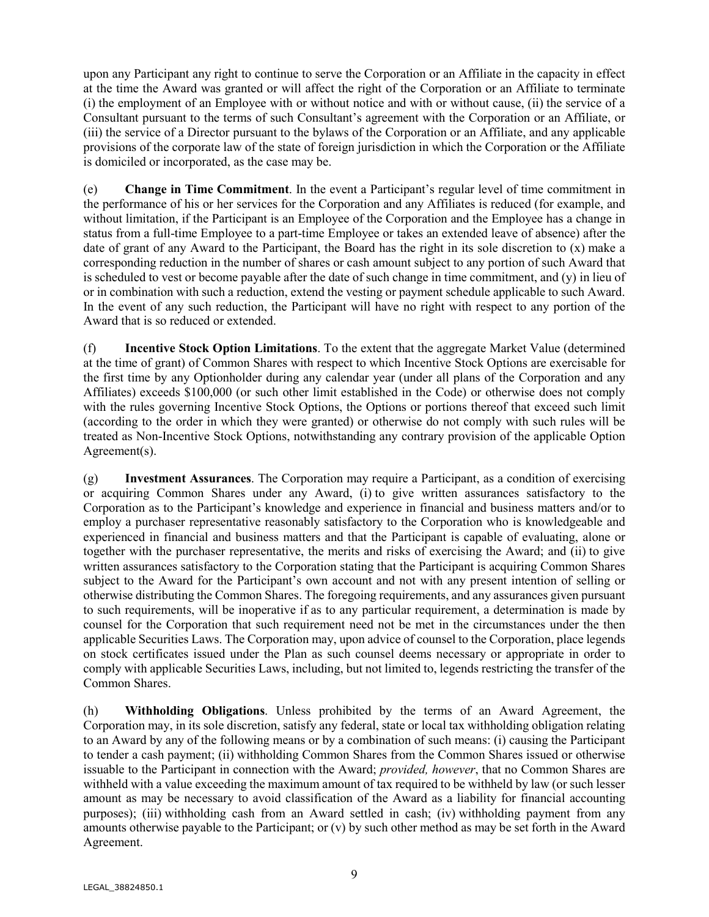upon any Participant any right to continue to serve the Corporation or an Affiliate in the capacity in effect at the time the Award was granted or will affect the right of the Corporation or an Affiliate to terminate (i) the employment of an Employee with or without notice and with or without cause, (ii) the service of a Consultant pursuant to the terms of such Consultant's agreement with the Corporation or an Affiliate, or (iii) the service of a Director pursuant to the bylaws of the Corporation or an Affiliate, and any applicable provisions of the corporate law of the state of foreign jurisdiction in which the Corporation or the Affiliate is domiciled or incorporated, as the case may be.

(e) **Change in Time Commitment**. In the event a Participant's regular level of time commitment in the performance of his or her services for the Corporation and any Affiliates is reduced (for example, and without limitation, if the Participant is an Employee of the Corporation and the Employee has a change in status from a full-time Employee to a part-time Employee or takes an extended leave of absence) after the date of grant of any Award to the Participant, the Board has the right in its sole discretion to (x) make a corresponding reduction in the number of shares or cash amount subject to any portion of such Award that is scheduled to vest or become payable after the date of such change in time commitment, and (y) in lieu of or in combination with such a reduction, extend the vesting or payment schedule applicable to such Award. In the event of any such reduction, the Participant will have no right with respect to any portion of the Award that is so reduced or extended.

(f) **Incentive Stock Option Limitations**. To the extent that the aggregate Market Value (determined at the time of grant) of Common Shares with respect to which Incentive Stock Options are exercisable for the first time by any Optionholder during any calendar year (under all plans of the Corporation and any Affiliates) exceeds $100,000 (or such other limit established in the Code) or otherwise does not comply with the rules governing Incentive Stock Options, the Options or portions thereof that exceed such limit (according to the order in which they were granted) or otherwise do not comply with such rules will be treated as Non-Incentive Stock Options, notwithstanding any contrary provision of the applicable Option Agreement(s).

(g) **Investment Assurances**. The Corporation may require a Participant, as a condition of exercising or acquiring Common Shares under any Award, (i) to give written assurances satisfactory to the Corporation as to the Participant's knowledge and experience in financial and business matters and/or to employ a purchaser representative reasonably satisfactory to the Corporation who is knowledgeable and experienced in financial and business matters and that the Participant is capable of evaluating, alone or together with the purchaser representative, the merits and risks of exercising the Award; and (ii) to give written assurances satisfactory to the Corporation stating that the Participant is acquiring Common Shares subject to the Award for the Participant's own account and not with any present intention of selling or otherwise distributing the Common Shares. The foregoing requirements, and any assurances given pursuant to such requirements, will be inoperative if as to any particular requirement, a determination is made by counsel for the Corporation that such requirement need not be met in the circumstances under the then applicable Securities Laws. The Corporation may, upon advice of counsel to the Corporation, place legends on stock certificates issued under the Plan as such counsel deems necessary or appropriate in order to comply with applicable Securities Laws, including, but not limited to, legends restricting the transfer of the Common Shares.

(h) **Withholding Obligations**. Unless prohibited by the terms of an Award Agreement, the Corporation may, in its sole discretion, satisfy any federal, state or local tax withholding obligation relating to an Award by any of the following means or by a combination of such means: (i) causing the Participant to tender a cash payment; (ii) withholding Common Shares from the Common Shares issued or otherwise issuable to the Participant in connection with the Award; *provided, however*, that no Common Shares are withheld with a value exceeding the maximum amount of tax required to be withheld by law (or such lesser amount as may be necessary to avoid classification of the Award as a liability for financial accounting purposes); (iii) withholding cash from an Award settled in cash; (iv) withholding payment from any amounts otherwise payable to the Participant; or (v) by such other method as may be set forth in the Award Agreement.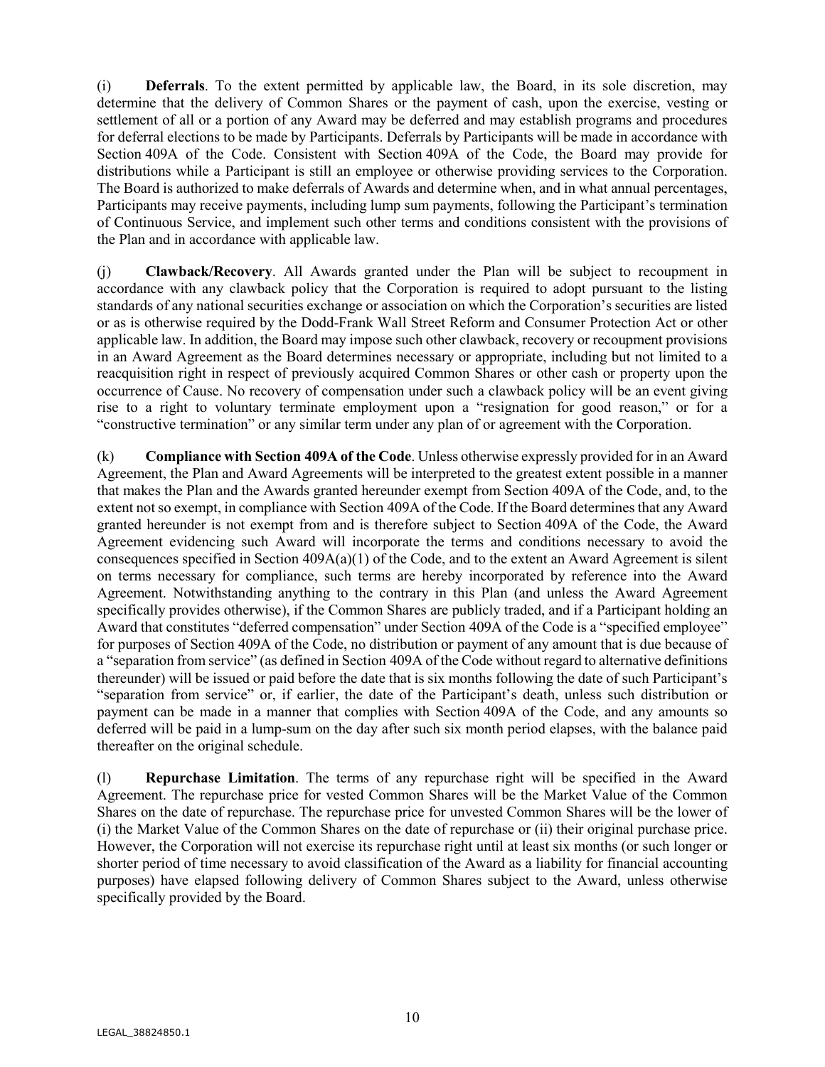(i) **Deferrals**. To the extent permitted by applicable law, the Board, in its sole discretion, may determine that the delivery of Common Shares or the payment of cash, upon the exercise, vesting or settlement of all or a portion of any Award may be deferred and may establish programs and procedures for deferral elections to be made by Participants. Deferrals by Participants will be made in accordance with Section 409A of the Code. Consistent with Section 409A of the Code, the Board may provide for distributions while a Participant is still an employee or otherwise providing services to the Corporation. The Board is authorized to make deferrals of Awards and determine when, and in what annual percentages, Participants may receive payments, including lump sum payments, following the Participant's termination of Continuous Service, and implement such other terms and conditions consistent with the provisions of the Plan and in accordance with applicable law.

(j) **Clawback/Recovery**. All Awards granted under the Plan will be subject to recoupment in accordance with any clawback policy that the Corporation is required to adopt pursuant to the listing standards of any national securities exchange or association on which the Corporation's securities are listed or as is otherwise required by the Dodd-Frank Wall Street Reform and Consumer Protection Act or other applicable law. In addition, the Board may impose such other clawback, recovery or recoupment provisions in an Award Agreement as the Board determines necessary or appropriate, including but not limited to a reacquisition right in respect of previously acquired Common Shares or other cash or property upon the occurrence of Cause. No recovery of compensation under such a clawback policy will be an event giving rise to a right to voluntary terminate employment upon a "resignation for good reason," or for a "constructive termination" or any similar term under any plan of or agreement with the Corporation.

(k) **Compliance with Section 409A of the Code**. Unless otherwise expressly provided for in an Award Agreement, the Plan and Award Agreements will be interpreted to the greatest extent possible in a manner that makes the Plan and the Awards granted hereunder exempt from Section 409A of the Code, and, to the extent not so exempt, in compliance with Section 409A of the Code. If the Board determines that any Award granted hereunder is not exempt from and is therefore subject to Section 409A of the Code, the Award Agreement evidencing such Award will incorporate the terms and conditions necessary to avoid the consequences specified in Section 409A(a)(1) of the Code, and to the extent an Award Agreement is silent on terms necessary for compliance, such terms are hereby incorporated by reference into the Award Agreement. Notwithstanding anything to the contrary in this Plan (and unless the Award Agreement specifically provides otherwise), if the Common Shares are publicly traded, and if a Participant holding an Award that constitutes "deferred compensation" under Section 409A of the Code is a "specified employee" for purposes of Section 409A of the Code, no distribution or payment of any amount that is due because of a "separation from service" (as defined in Section 409A of the Code without regard to alternative definitions thereunder) will be issued or paid before the date that is six months following the date of such Participant's "separation from service" or, if earlier, the date of the Participant's death, unless such distribution or payment can be made in a manner that complies with Section 409A of the Code, and any amounts so deferred will be paid in a lump-sum on the day after such six month period elapses, with the balance paid thereafter on the original schedule.

(l) **Repurchase Limitation**. The terms of any repurchase right will be specified in the Award Agreement. The repurchase price for vested Common Shares will be the Market Value of the Common Shares on the date of repurchase. The repurchase price for unvested Common Shares will be the lower of (i) the Market Value of the Common Shares on the date of repurchase or (ii) their original purchase price. However, the Corporation will not exercise its repurchase right until at least six months (or such longer or shorter period of time necessary to avoid classification of the Award as a liability for financial accounting purposes) have elapsed following delivery of Common Shares subject to the Award, unless otherwise specifically provided by the Board.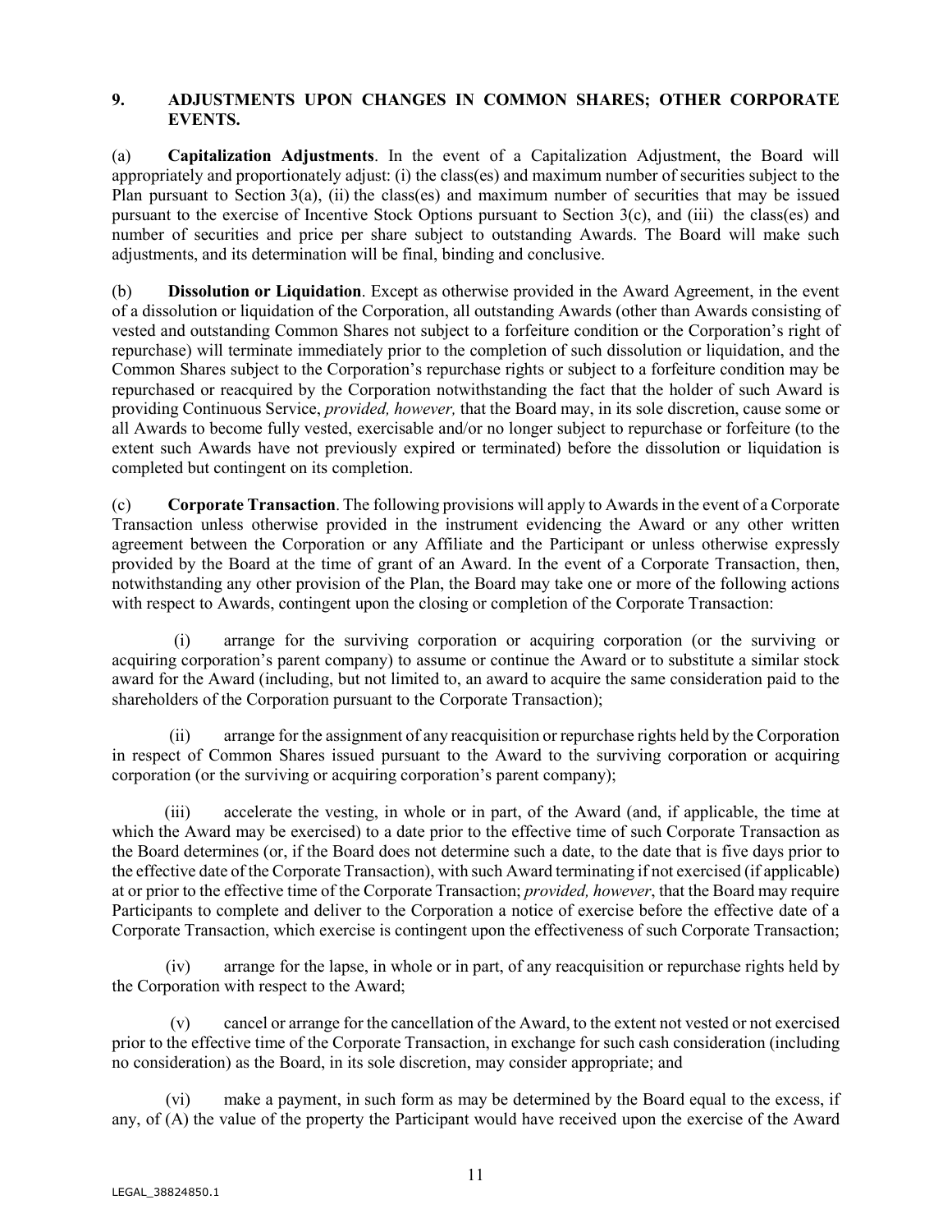## 9. ADJUSTMENTS UPON CHANGES IN COMMON SHARES; OTHER CORPORATE EVENTS.

(a) **Capitalization Adjustments**. In the event of a Capitalization Adjustment, the Board will appropriately and proportionately adjust: (i) the class(es) and maximum number of securities subject to the Plan pursuant to Section 3(a), (ii) the class(es) and maximum number of securities that may be issued pursuant to the exercise of Incentive Stock Options pursuant to Section 3(c), and (iii) the class(es) and number of securities and price per share subject to outstanding Awards. The Board will make such adjustments, and its determination will be final, binding and conclusive.

(b) **Dissolution or Liquidation**. Except as otherwise provided in the Award Agreement, in the event of a dissolution or liquidation of the Corporation, all outstanding Awards (other than Awards consisting of vested and outstanding Common Shares not subject to a forfeiture condition or the Corporation's right of repurchase) will terminate immediately prior to the completion of such dissolution or liquidation, and the Common Shares subject to the Corporation's repurchase rights or subject to a forfeiture condition may be repurchased or reacquired by the Corporation notwithstanding the fact that the holder of such Award is providing Continuous Service, *provided, however,* that the Board may, in its sole discretion, cause some or all Awards to become fully vested, exercisable and/or no longer subject to repurchase or forfeiture (to the extent such Awards have not previously expired or terminated) before the dissolution or liquidation is completed but contingent on its completion.

(c) **Corporate Transaction**. The following provisions will apply to Awards in the event of a Corporate Transaction unless otherwise provided in the instrument evidencing the Award or any other written agreement between the Corporation or any Affiliate and the Participant or unless otherwise expressly provided by the Board at the time of grant of an Award. In the event of a Corporate Transaction, then, notwithstanding any other provision of the Plan, the Board may take one or more of the following actions with respect to Awards, contingent upon the closing or completion of the Corporate Transaction:

(i) arrange for the surviving corporation or acquiring corporation (or the surviving or acquiring corporation's parent company) to assume or continue the Award or to substitute a similar stock award for the Award (including, but not limited to, an award to acquire the same consideration paid to the shareholders of the Corporation pursuant to the Corporate Transaction);

(ii) arrange for the assignment of any reacquisition or repurchase rights held by the Corporation in respect of Common Shares issued pursuant to the Award to the surviving corporation or acquiring corporation (or the surviving or acquiring corporation's parent company);

(iii) accelerate the vesting, in whole or in part, of the Award (and, if applicable, the time at which the Award may be exercised) to a date prior to the effective time of such Corporate Transaction as the Board determines (or, if the Board does not determine such a date, to the date that is five days prior to the effective date of the Corporate Transaction), with such Award terminating if not exercised (if applicable) at or prior to the effective time of the Corporate Transaction; *provided, however*, that the Board may require Participants to complete and deliver to the Corporation a notice of exercise before the effective date of a Corporate Transaction, which exercise is contingent upon the effectiveness of such Corporate Transaction;

(iv) arrange for the lapse, in whole or in part, of any reacquisition or repurchase rights held by the Corporation with respect to the Award;

(v) cancel or arrange for the cancellation of the Award, to the extent not vested or not exercised prior to the effective time of the Corporate Transaction, in exchange for such cash consideration (including no consideration) as the Board, in its sole discretion, may consider appropriate; and

(vi) make a payment, in such form as may be determined by the Board equal to the excess, if any, of (A) the value of the property the Participant would have received upon the exercise of the Award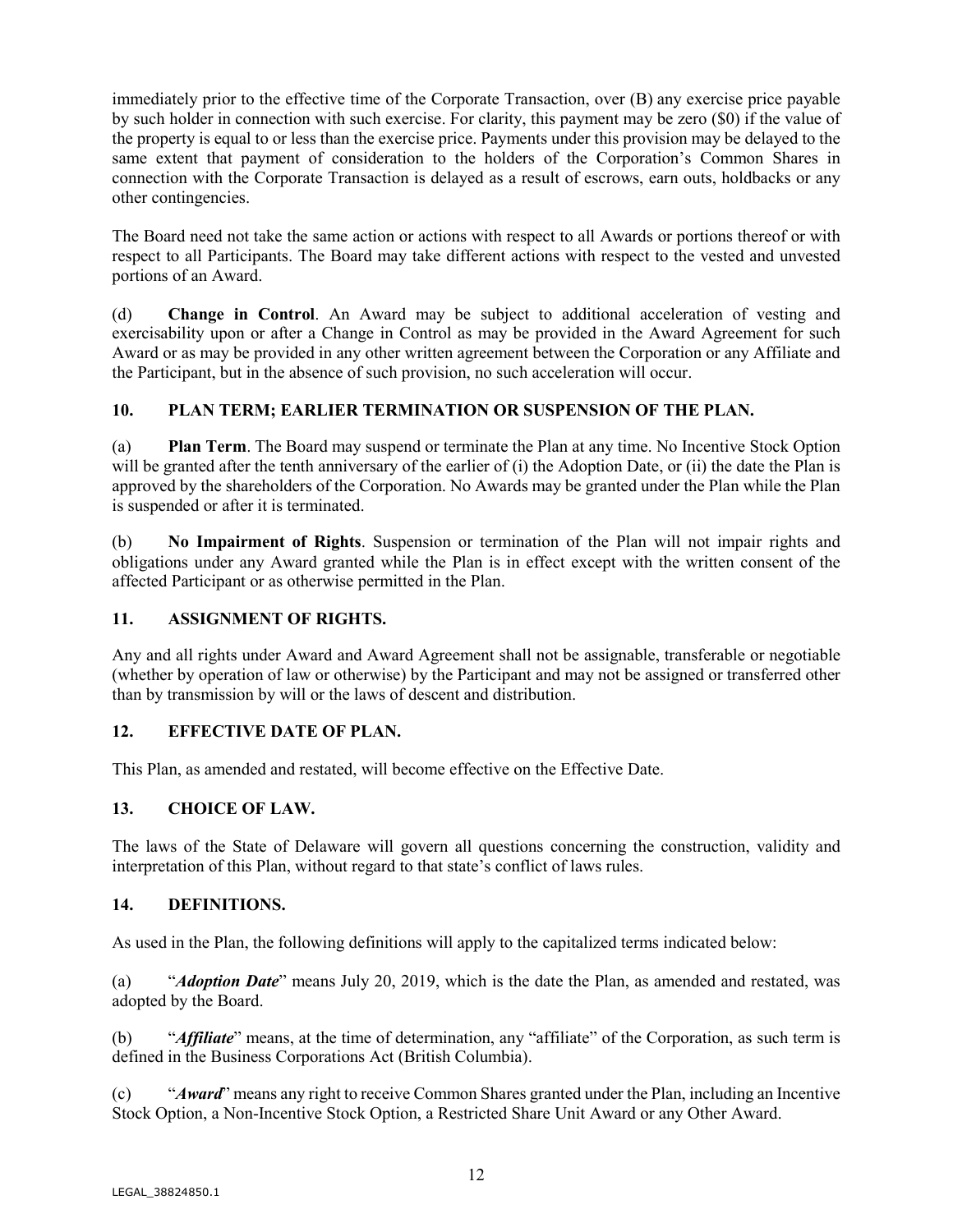immediately prior to the effective time of the Corporate Transaction, over (B) any exercise price payable by such holder in connection with such exercise. For clarity, this payment may be zero ($0) if the value of the property is equal to or less than the exercise price. Payments under this provision may be delayed to the same extent that payment of consideration to the holders of the Corporation's Common Shares in connection with the Corporate Transaction is delayed as a result of escrows, earn outs, holdbacks or any other contingencies.

The Board need not take the same action or actions with respect to all Awards or portions thereof or with respect to all Participants. The Board may take different actions with respect to the vested and unvested portions of an Award.

(d) **Change in Control**. An Award may be subject to additional acceleration of vesting and exercisability upon or after a Change in Control as may be provided in the Award Agreement for such Award or as may be provided in any other written agreement between the Corporation or any Affiliate and the Participant, but in the absence of such provision, no such acceleration will occur.

## 10. PLAN TERM; EARLIER TERMINATION OR SUSPENSION OF THE PLAN.

(a) **Plan Term**. The Board may suspend or terminate the Plan at any time. No Incentive Stock Option will be granted after the tenth anniversary of the earlier of (i) the Adoption Date, or (ii) the date the Plan is approved by the shareholders of the Corporation. No Awards may be granted under the Plan while the Plan is suspended or after it is terminated.

(b) **No Impairment of Rights**. Suspension or termination of the Plan will not impair rights and obligations under any Award granted while the Plan is in effect except with the written consent of the affected Participant or as otherwise permitted in the Plan.

## 11. ASSIGNMENT OF RIGHTS.

Any and all rights under Award and Award Agreement shall not be assignable, transferable or negotiable (whether by operation of law or otherwise) by the Participant and may not be assigned or transferred other than by transmission by will or the laws of descent and distribution.

## 12. EFFECTIVE DATE OF PLAN.

This Plan, as amended and restated, will become effective on the Effective Date.

## 13. CHOICE OF LAW.

The laws of the State of Delaware will govern all questions concerning the construction, validity and interpretation of this Plan, without regard to that state's conflict of laws rules.

## 14. DEFINITIONS.

As used in the Plan, the following definitions will apply to the capitalized terms indicated below:

(a) "***Adoption Date***" means July 20, 2019, which is the date the Plan, as amended and restated, was adopted by the Board.

(b) "***Affiliate***" means, at the time of determination, any "affiliate" of the Corporation, as such term is defined in the Business Corporations Act (British Columbia).

(c) "***Award***" means any right to receive Common Shares granted under the Plan, including an Incentive Stock Option, a Non-Incentive Stock Option, a Restricted Share Unit Award or any Other Award.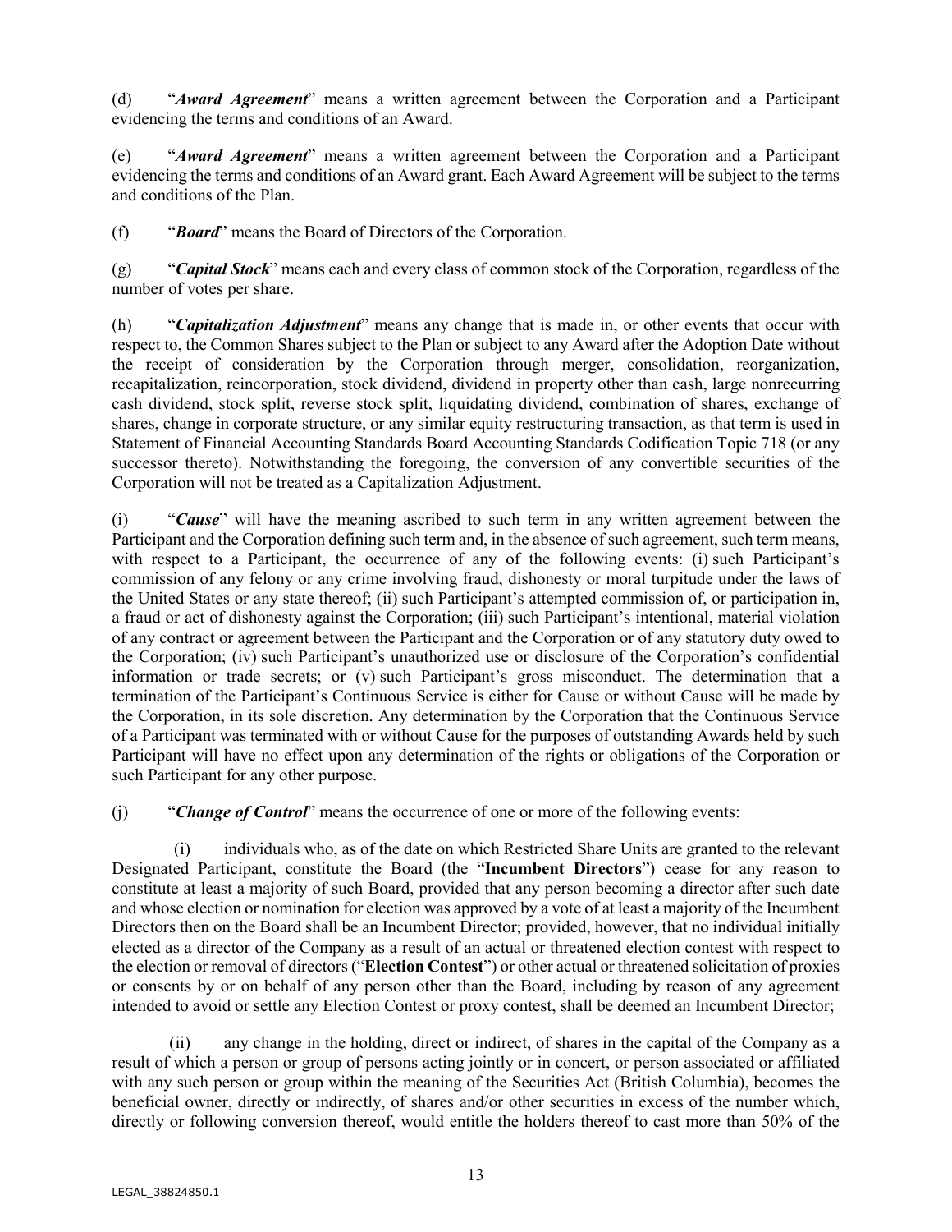(d) "***Award Agreement***" means a written agreement between the Corporation and a Participant evidencing the terms and conditions of an Award.

(e) "***Award Agreement***" means a written agreement between the Corporation and a Participant evidencing the terms and conditions of an Award grant. Each Award Agreement will be subject to the terms and conditions of the Plan.

(f) "***Board***" means the Board of Directors of the Corporation.

(g) "***Capital Stock***" means each and every class of common stock of the Corporation, regardless of the number of votes per share.

(h) "***Capitalization Adjustment***" means any change that is made in, or other events that occur with respect to, the Common Shares subject to the Plan or subject to any Award after the Adoption Date without the receipt of consideration by the Corporation through merger, consolidation, reorganization, recapitalization, reincorporation, stock dividend, dividend in property other than cash, large nonrecurring cash dividend, stock split, reverse stock split, liquidating dividend, combination of shares, exchange of shares, change in corporate structure, or any similar equity restructuring transaction, as that term is used in Statement of Financial Accounting Standards Board Accounting Standards Codification Topic 718 (or any successor thereto). Notwithstanding the foregoing, the conversion of any convertible securities of the Corporation will not be treated as a Capitalization Adjustment.

(i) "***Cause***" will have the meaning ascribed to such term in any written agreement between the Participant and the Corporation defining such term and, in the absence of such agreement, such term means, with respect to a Participant, the occurrence of any of the following events: (i) such Participant's commission of any felony or any crime involving fraud, dishonesty or moral turpitude under the laws of the United States or any state thereof; (ii) such Participant's attempted commission of, or participation in, a fraud or act of dishonesty against the Corporation; (iii) such Participant's intentional, material violation of any contract or agreement between the Participant and the Corporation or of any statutory duty owed to the Corporation; (iv) such Participant's unauthorized use or disclosure of the Corporation's confidential information or trade secrets; or (v) such Participant's gross misconduct. The determination that a termination of the Participant's Continuous Service is either for Cause or without Cause will be made by the Corporation, in its sole discretion. Any determination by the Corporation that the Continuous Service of a Participant was terminated with or without Cause for the purposes of outstanding Awards held by such Participant will have no effect upon any determination of the rights or obligations of the Corporation or such Participant for any other purpose.

(j) "***Change of Control***" means the occurrence of one or more of the following events:

(i) individuals who, as of the date on which Restricted Share Units are granted to the relevant Designated Participant, constitute the Board (the "**Incumbent Directors**") cease for any reason to constitute at least a majority of such Board, provided that any person becoming a director after such date and whose election or nomination for election was approved by a vote of at least a majority of the Incumbent Directors then on the Board shall be an Incumbent Director; provided, however, that no individual initially elected as a director of the Company as a result of an actual or threatened election contest with respect to the election or removal of directors ("**Election Contest**") or other actual or threatened solicitation of proxies or consents by or on behalf of any person other than the Board, including by reason of any agreement intended to avoid or settle any Election Contest or proxy contest, shall be deemed an Incumbent Director;

(ii) any change in the holding, direct or indirect, of shares in the capital of the Company as a result of which a person or group of persons acting jointly or in concert, or person associated or affiliated with any such person or group within the meaning of the Securities Act (British Columbia), becomes the beneficial owner, directly or indirectly, of shares and/or other securities in excess of the number which, directly or following conversion thereof, would entitle the holders thereof to cast more than 50% of the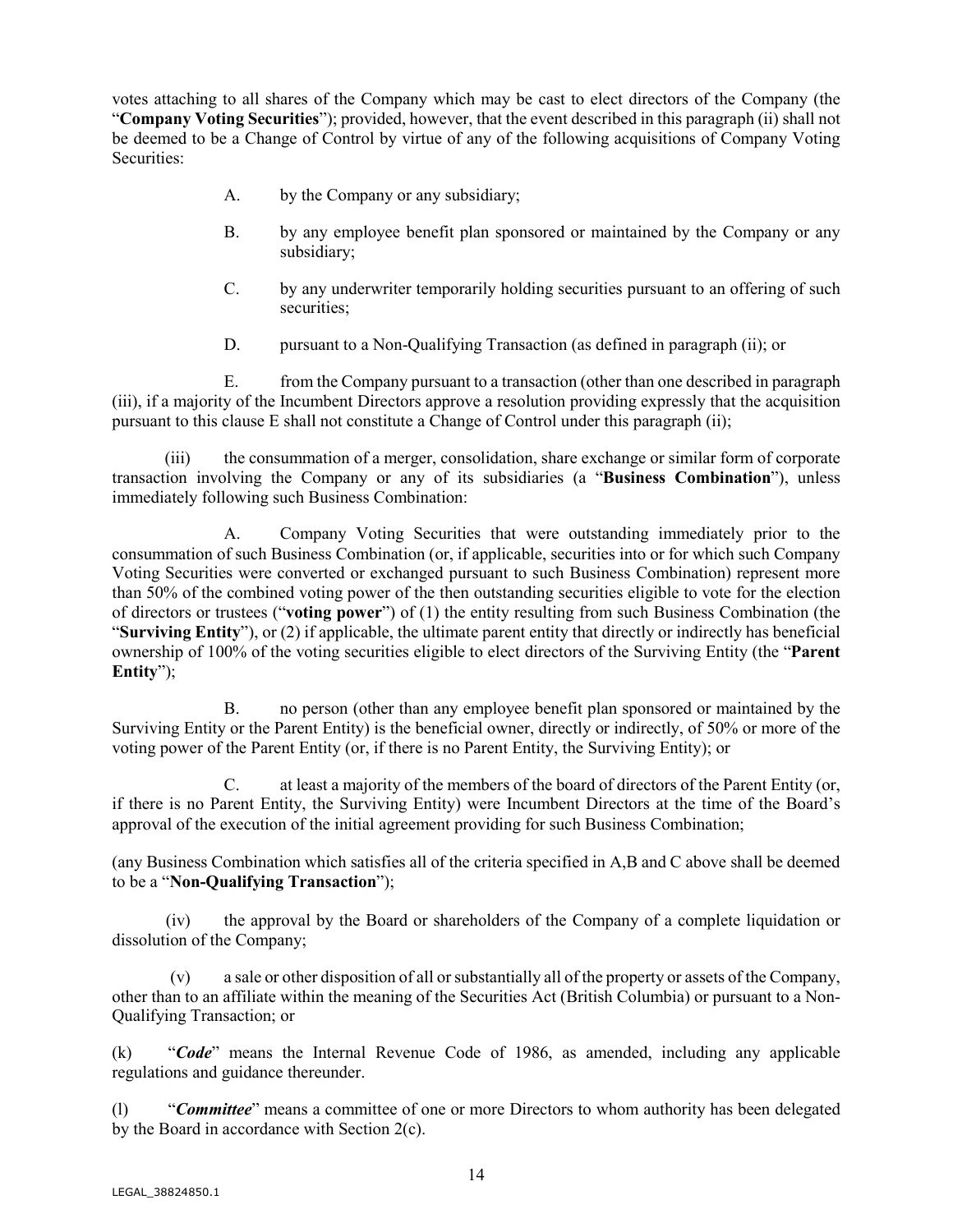votes attaching to all shares of the Company which may be cast to elect directors of the Company (the "**Company Voting Securities**"); provided, however, that the event described in this paragraph (ii) shall not be deemed to be a Change of Control by virtue of any of the following acquisitions of Company Voting Securities:

A. by the Company or any subsidiary;

B. by any employee benefit plan sponsored or maintained by the Company or any subsidiary;

C. by any underwriter temporarily holding securities pursuant to an offering of such securities;

D. pursuant to a Non-Qualifying Transaction (as defined in paragraph (ii); or

E. from the Company pursuant to a transaction (other than one described in paragraph (iii), if a majority of the Incumbent Directors approve a resolution providing expressly that the acquisition pursuant to this clause E shall not constitute a Change of Control under this paragraph (ii);

(iii) the consummation of a merger, consolidation, share exchange or similar form of corporate transaction involving the Company or any of its subsidiaries (a "**Business Combination**"), unless immediately following such Business Combination:

A. Company Voting Securities that were outstanding immediately prior to the consummation of such Business Combination (or, if applicable, securities into or for which such Company Voting Securities were converted or exchanged pursuant to such Business Combination) represent more than 50% of the combined voting power of the then outstanding securities eligible to vote for the election of directors or trustees ("**voting power**") of (1) the entity resulting from such Business Combination (the "**Surviving Entity**"), or (2) if applicable, the ultimate parent entity that directly or indirectly has beneficial ownership of 100% of the voting securities eligible to elect directors of the Surviving Entity (the "**Parent Entity**");

B. no person (other than any employee benefit plan sponsored or maintained by the Surviving Entity or the Parent Entity) is the beneficial owner, directly or indirectly, of 50% or more of the voting power of the Parent Entity (or, if there is no Parent Entity, the Surviving Entity); or

C. at least a majority of the members of the board of directors of the Parent Entity (or, if there is no Parent Entity, the Surviving Entity) were Incumbent Directors at the time of the Board's approval of the execution of the initial agreement providing for such Business Combination;

(any Business Combination which satisfies all of the criteria specified in A,B and C above shall be deemed to be a "**Non-Qualifying Transaction**");

(iv) the approval by the Board or shareholders of the Company of a complete liquidation or dissolution of the Company;

(v) a sale or other disposition of all or substantially all of the property or assets of the Company, other than to an affiliate within the meaning of the Securities Act (British Columbia) or pursuant to a Non-Qualifying Transaction; or

(k) "***Code***" means the Internal Revenue Code of 1986, as amended, including any applicable regulations and guidance thereunder.

(l) "***Committee***" means a committee of one or more Directors to whom authority has been delegated by the Board in accordance with Section 2(c).

LEGAL_38824850.1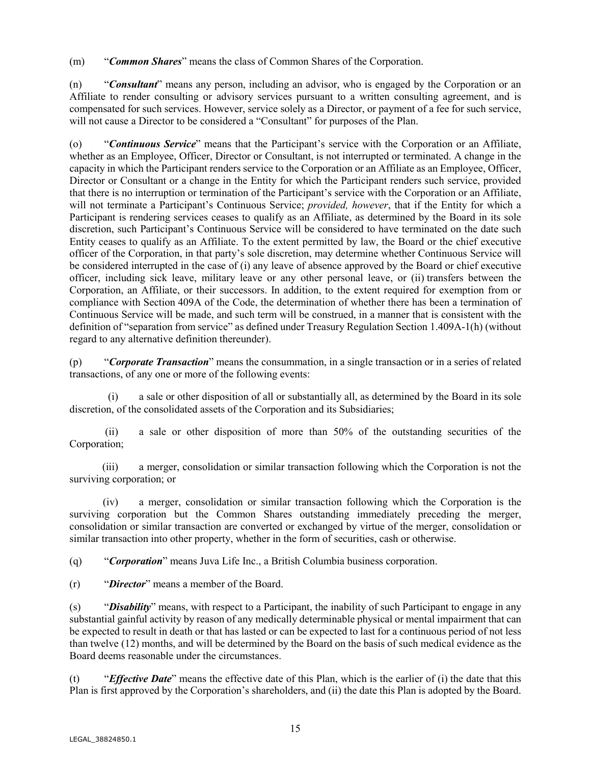(m) "***Common Shares***" means the class of Common Shares of the Corporation.

(n) "***Consultant***" means any person, including an advisor, who is engaged by the Corporation or an Affiliate to render consulting or advisory services pursuant to a written consulting agreement, and is compensated for such services. However, service solely as a Director, or payment of a fee for such service, will not cause a Director to be considered a "Consultant" for purposes of the Plan.

(o) "***Continuous Service***" means that the Participant's service with the Corporation or an Affiliate, whether as an Employee, Officer, Director or Consultant, is not interrupted or terminated. A change in the capacity in which the Participant renders service to the Corporation or an Affiliate as an Employee, Officer, Director or Consultant or a change in the Entity for which the Participant renders such service, provided that there is no interruption or termination of the Participant's service with the Corporation or an Affiliate, will not terminate a Participant's Continuous Service; *provided, however*, that if the Entity for which a Participant is rendering services ceases to qualify as an Affiliate, as determined by the Board in its sole discretion, such Participant's Continuous Service will be considered to have terminated on the date such Entity ceases to qualify as an Affiliate. To the extent permitted by law, the Board or the chief executive officer of the Corporation, in that party's sole discretion, may determine whether Continuous Service will be considered interrupted in the case of (i) any leave of absence approved by the Board or chief executive officer, including sick leave, military leave or any other personal leave, or (ii) transfers between the Corporation, an Affiliate, or their successors. In addition, to the extent required for exemption from or compliance with Section 409A of the Code, the determination of whether there has been a termination of Continuous Service will be made, and such term will be construed, in a manner that is consistent with the definition of "separation from service" as defined under Treasury Regulation Section 1.409A-1(h) (without regard to any alternative definition thereunder).

(p) "***Corporate Transaction***" means the consummation, in a single transaction or in a series of related transactions, of any one or more of the following events:

(i) a sale or other disposition of all or substantially all, as determined by the Board in its sole discretion, of the consolidated assets of the Corporation and its Subsidiaries;

(ii) a sale or other disposition of more than 50% of the outstanding securities of the Corporation;

(iii) a merger, consolidation or similar transaction following which the Corporation is not the surviving corporation; or

(iv) a merger, consolidation or similar transaction following which the Corporation is the surviving corporation but the Common Shares outstanding immediately preceding the merger, consolidation or similar transaction are converted or exchanged by virtue of the merger, consolidation or similar transaction into other property, whether in the form of securities, cash or otherwise.

(q) "***Corporation***" means Juva Life Inc., a British Columbia business corporation.

(r) "***Director***" means a member of the Board.

(s) "***Disability***" means, with respect to a Participant, the inability of such Participant to engage in any substantial gainful activity by reason of any medically determinable physical or mental impairment that can be expected to result in death or that has lasted or can be expected to last for a continuous period of not less than twelve (12) months, and will be determined by the Board on the basis of such medical evidence as the Board deems reasonable under the circumstances.

(t) "***Effective Date***" means the effective date of this Plan, which is the earlier of (i) the date that this Plan is first approved by the Corporation's shareholders, and (ii) the date this Plan is adopted by the Board.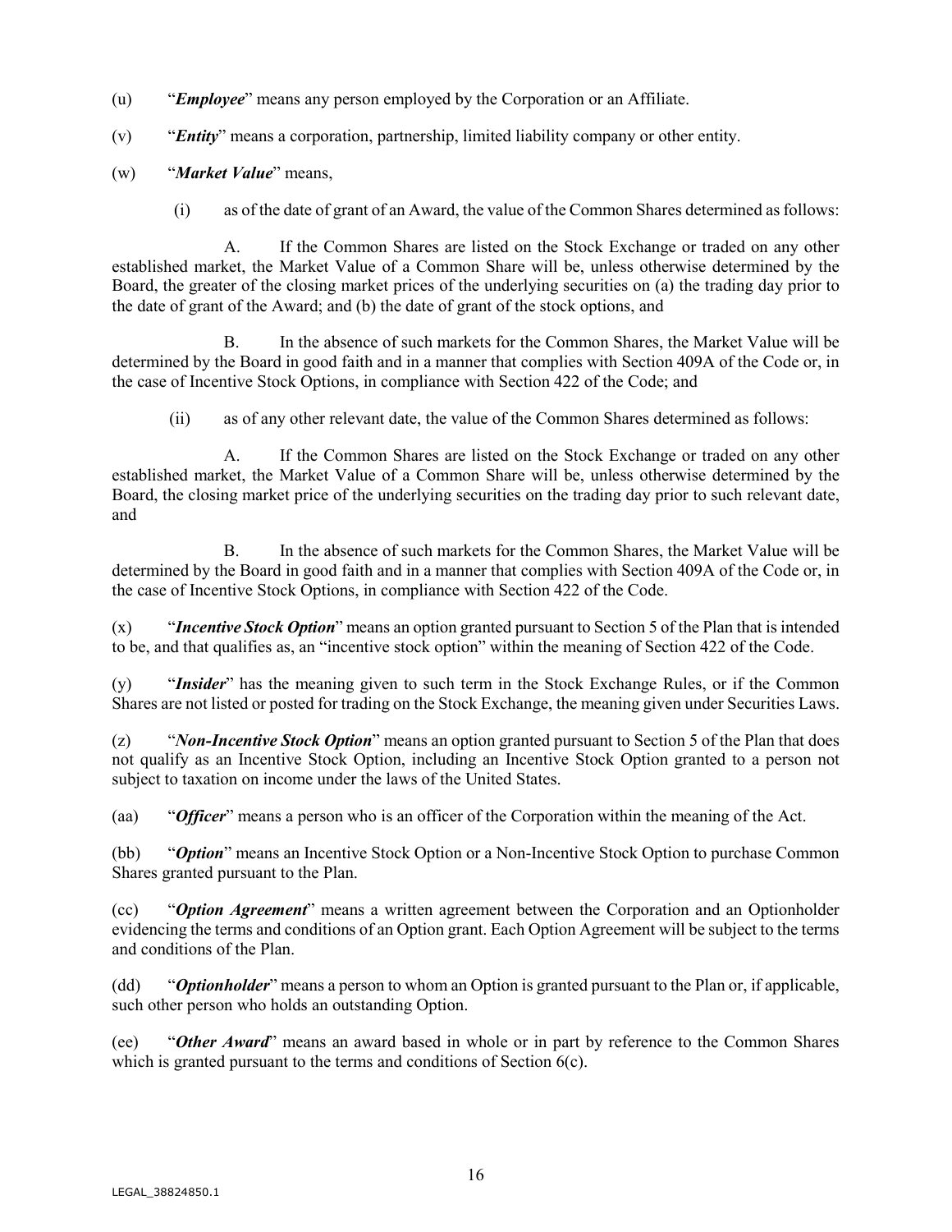(u) "***Employee***" means any person employed by the Corporation or an Affiliate.

(v) "***Entity***" means a corporation, partnership, limited liability company or other entity.

(w) "***Market Value***" means,

(i) as of the date of grant of an Award, the value of the Common Shares determined as follows:

A. If the Common Shares are listed on the Stock Exchange or traded on any other established market, the Market Value of a Common Share will be, unless otherwise determined by the Board, the greater of the closing market prices of the underlying securities on (a) the trading day prior to the date of grant of the Award; and (b) the date of grant of the stock options, and

B. In the absence of such markets for the Common Shares, the Market Value will be determined by the Board in good faith and in a manner that complies with Section 409A of the Code or, in the case of Incentive Stock Options, in compliance with Section 422 of the Code; and

(ii) as of any other relevant date, the value of the Common Shares determined as follows:

A. If the Common Shares are listed on the Stock Exchange or traded on any other established market, the Market Value of a Common Share will be, unless otherwise determined by the Board, the closing market price of the underlying securities on the trading day prior to such relevant date, and

B. In the absence of such markets for the Common Shares, the Market Value will be determined by the Board in good faith and in a manner that complies with Section 409A of the Code or, in the case of Incentive Stock Options, in compliance with Section 422 of the Code.

(x) "***Incentive Stock Option***" means an option granted pursuant to Section 5 of the Plan that is intended to be, and that qualifies as, an "incentive stock option" within the meaning of Section 422 of the Code.

(y) "***Insider***" has the meaning given to such term in the Stock Exchange Rules, or if the Common Shares are not listed or posted for trading on the Stock Exchange, the meaning given under Securities Laws.

(z) "***Non-Incentive Stock Option***" means an option granted pursuant to Section 5 of the Plan that does not qualify as an Incentive Stock Option, including an Incentive Stock Option granted to a person not subject to taxation on income under the laws of the United States.

(aa) "***Officer***" means a person who is an officer of the Corporation within the meaning of the Act.

(bb) "***Option***" means an Incentive Stock Option or a Non-Incentive Stock Option to purchase Common Shares granted pursuant to the Plan.

(cc) "***Option Agreement***" means a written agreement between the Corporation and an Optionholder evidencing the terms and conditions of an Option grant. Each Option Agreement will be subject to the terms and conditions of the Plan.

(dd) "***Optionholder***" means a person to whom an Option is granted pursuant to the Plan or, if applicable, such other person who holds an outstanding Option.

(ee) "***Other Award***" means an award based in whole or in part by reference to the Common Shares which is granted pursuant to the terms and conditions of Section 6(c).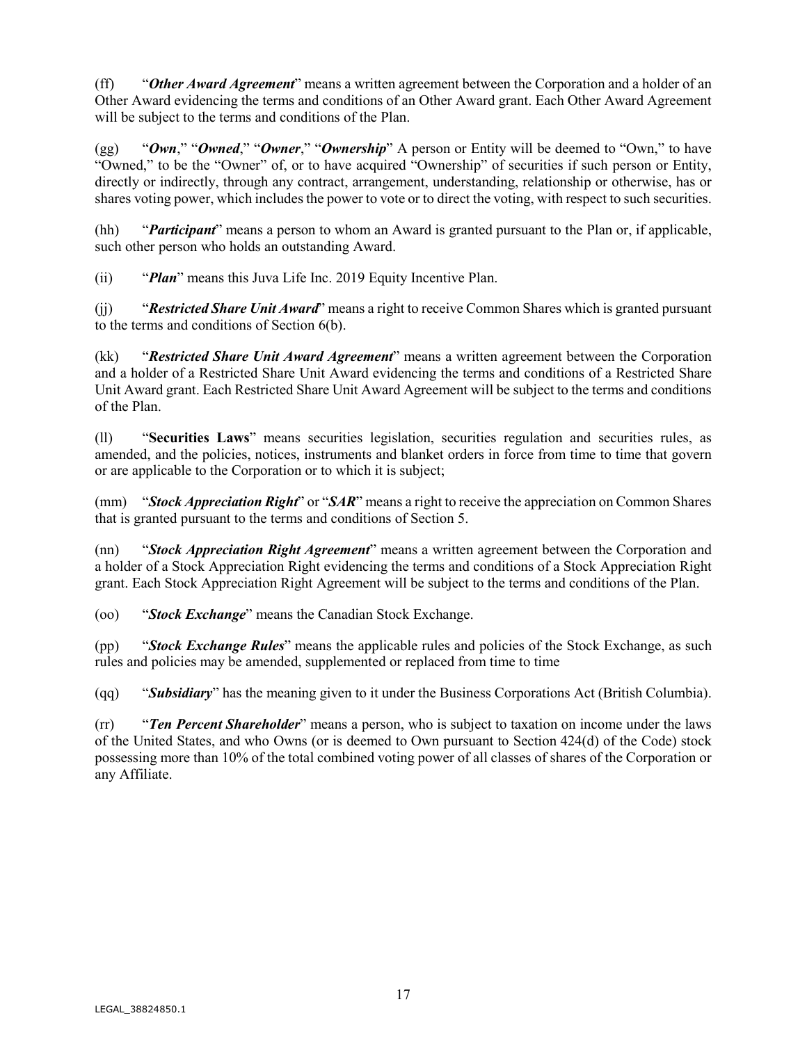(ff) "***Other Award Agreement***" means a written agreement between the Corporation and a holder of an Other Award evidencing the terms and conditions of an Other Award grant. Each Other Award Agreement will be subject to the terms and conditions of the Plan.

(gg) "***Own***," "***Owned***," "***Owner***," "***Ownership***" A person or Entity will be deemed to "Own," to have "Owned," to be the "Owner" of, or to have acquired "Ownership" of securities if such person or Entity, directly or indirectly, through any contract, arrangement, understanding, relationship or otherwise, has or shares voting power, which includes the power to vote or to direct the voting, with respect to such securities.

(hh) "***Participant***" means a person to whom an Award is granted pursuant to the Plan or, if applicable, such other person who holds an outstanding Award.

(ii) "***Plan***" means this Juva Life Inc. 2019 Equity Incentive Plan.

(jj) "***Restricted Share Unit Award***" means a right to receive Common Shares which is granted pursuant to the terms and conditions of Section 6(b).

(kk) "***Restricted Share Unit Award Agreement***" means a written agreement between the Corporation and a holder of a Restricted Share Unit Award evidencing the terms and conditions of a Restricted Share Unit Award grant. Each Restricted Share Unit Award Agreement will be subject to the terms and conditions of the Plan.

(ll) "**Securities Laws**" means securities legislation, securities regulation and securities rules, as amended, and the policies, notices, instruments and blanket orders in force from time to time that govern or are applicable to the Corporation or to which it is subject;

(mm) "***Stock Appreciation Right***" or "***SAR***" means a right to receive the appreciation on Common Shares that is granted pursuant to the terms and conditions of Section 5.

(nn) "***Stock Appreciation Right Agreement***" means a written agreement between the Corporation and a holder of a Stock Appreciation Right evidencing the terms and conditions of a Stock Appreciation Right grant. Each Stock Appreciation Right Agreement will be subject to the terms and conditions of the Plan.

(oo) "***Stock Exchange***" means the Canadian Stock Exchange.

(pp) "***Stock Exchange Rules***" means the applicable rules and policies of the Stock Exchange, as such rules and policies may be amended, supplemented or replaced from time to time

(qq) "***Subsidiary***" has the meaning given to it under the Business Corporations Act (British Columbia).

(rr) "***Ten Percent Shareholder***" means a person, who is subject to taxation on income under the laws of the United States, and who Owns (or is deemed to Own pursuant to Section 424(d) of the Code) stock possessing more than 10% of the total combined voting power of all classes of shares of the Corporation or any Affiliate.